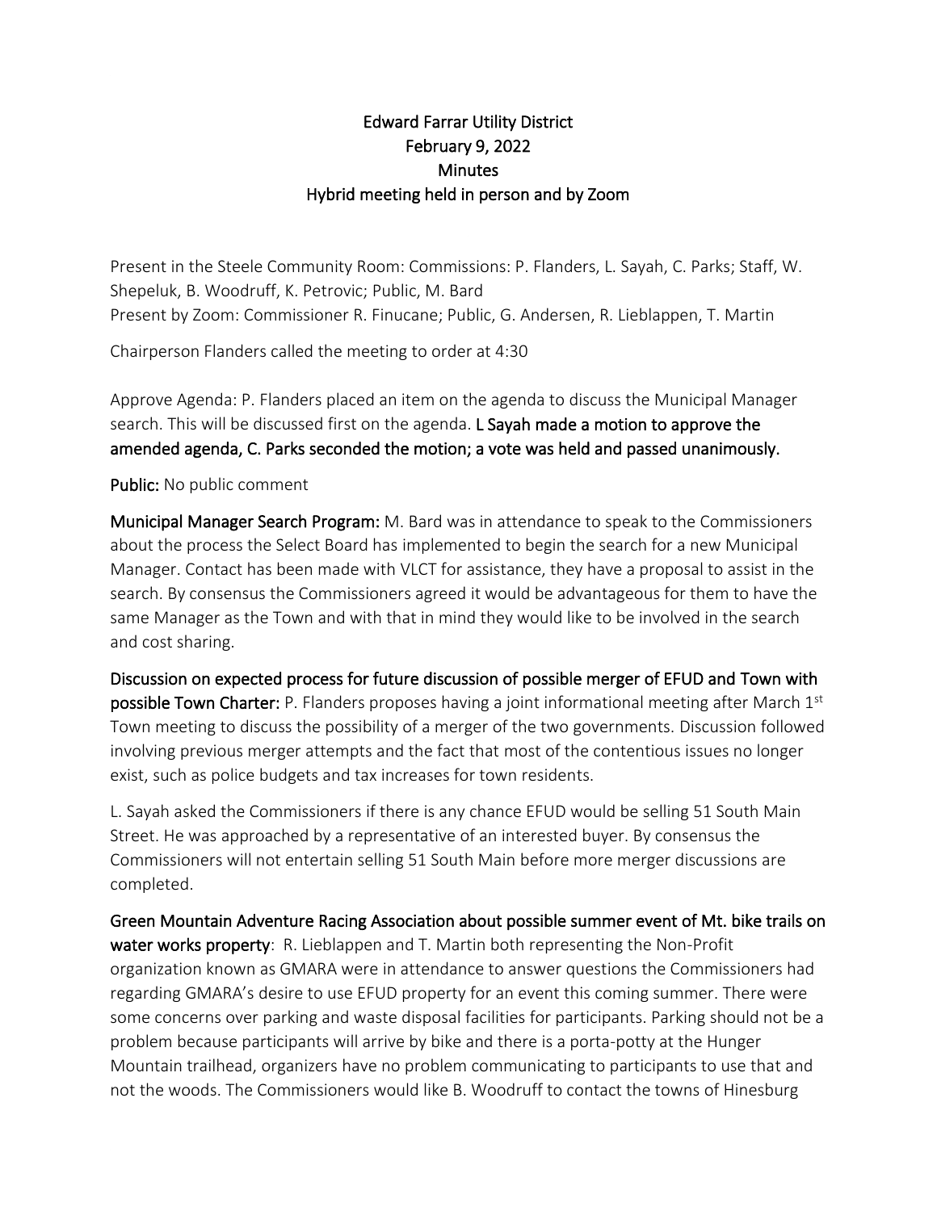# Edward Farrar Utility District
## February 9, 2022
## Minutes
## Hybrid meeting held in person and by Zoom

Present in the Steele Community Room: Commissions: P. Flanders, L. Sayah, C. Parks; Staff, W. Shepeluk, B. Woodruff, K. Petrovic; Public, M. Bard
Present by Zoom: Commissioner R. Finucane; Public, G. Andersen, R. Lieblappen, T. Martin

Chairperson Flanders called the meeting to order at 4:30

Approve Agenda: P. Flanders placed an item on the agenda to discuss the Municipal Manager search. This will be discussed first on the agenda. **L Sayah made a motion to approve the amended agenda, C. Parks seconded the motion; a vote was held and passed unanimously.**

**Public:** No public comment

**Municipal Manager Search Program:** M. Bard was in attendance to speak to the Commissioners about the process the Select Board has implemented to begin the search for a new Municipal Manager. Contact has been made with VLCT for assistance, they have a proposal to assist in the search. By consensus the Commissioners agreed it would be advantageous for them to have the same Manager as the Town and with that in mind they would like to be involved in the search and cost sharing.

**Discussion on expected process for future discussion of possible merger of EFUD and Town with possible Town Charter:** P. Flanders proposes having a joint informational meeting after March 1st Town meeting to discuss the possibility of a merger of the two governments. Discussion followed involving previous merger attempts and the fact that most of the contentious issues no longer exist, such as police budgets and tax increases for town residents.

L. Sayah asked the Commissioners if there is any chance EFUD would be selling 51 South Main Street. He was approached by a representative of an interested buyer. By consensus the Commissioners will not entertain selling 51 South Main before more merger discussions are completed.

**Green Mountain Adventure Racing Association about possible summer event of Mt. bike trails on water works property**: R. Lieblappen and T. Martin both representing the Non-Profit organization known as GMARA were in attendance to answer questions the Commissioners had regarding GMARA's desire to use EFUD property for an event this coming summer. There were some concerns over parking and waste disposal facilities for participants. Parking should not be a problem because participants will arrive by bike and there is a porta-potty at the Hunger Mountain trailhead, organizers have no problem communicating to participants to use that and not the woods. The Commissioners would like B. Woodruff to contact the towns of Hinesburg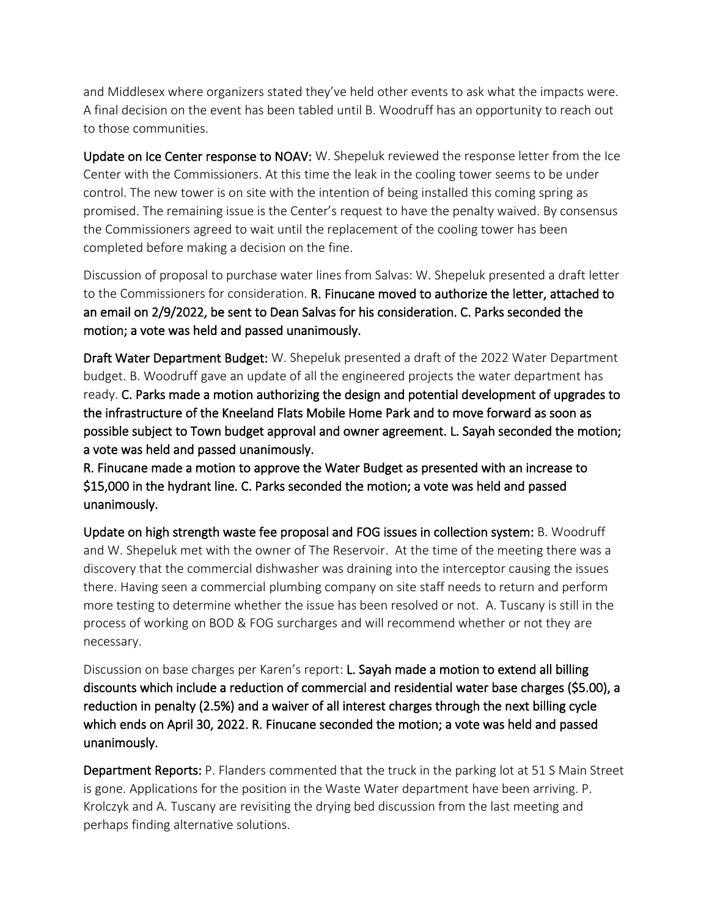and Middlesex where organizers stated they've held other events to ask what the impacts were. A final decision on the event has been tabled until B. Woodruff has an opportunity to reach out to those communities.

**Update on Ice Center response to NOAV:** W. Shepeluk reviewed the response letter from the Ice Center with the Commissioners. At this time the leak in the cooling tower seems to be under control. The new tower is on site with the intention of being installed this coming spring as promised. The remaining issue is the Center's request to have the penalty waived. By consensus the Commissioners agreed to wait until the replacement of the cooling tower has been completed before making a decision on the fine.

Discussion of proposal to purchase water lines from Salvas: W. Shepeluk presented a draft letter to the Commissioners for consideration. **R. Finucane moved to authorize the letter, attached to an email on 2/9/2022, be sent to Dean Salvas for his consideration. C. Parks seconded the motion; a vote was held and passed unanimously.**

**Draft Water Department Budget:** W. Shepeluk presented a draft of the 2022 Water Department budget. B. Woodruff gave an update of all the engineered projects the water department has ready. **C. Parks made a motion authorizing the design and potential development of upgrades to the infrastructure of the Kneeland Flats Mobile Home Park and to move forward as soon as possible subject to Town budget approval and owner agreement. L. Sayah seconded the motion; a vote was held and passed unanimously.**

**R. Finucane made a motion to approve the Water Budget as presented with an increase to $15,000 in the hydrant line. C. Parks seconded the motion; a vote was held and passed unanimously.**

**Update on high strength waste fee proposal and FOG issues in collection system:** B. Woodruff and W. Shepeluk met with the owner of The Reservoir. At the time of the meeting there was a discovery that the commercial dishwasher was draining into the interceptor causing the issues there. Having seen a commercial plumbing company on site staff needs to return and perform more testing to determine whether the issue has been resolved or not. A. Tuscany is still in the process of working on BOD & FOG surcharges and will recommend whether or not they are necessary.

Discussion on base charges per Karen's report: **L. Sayah made a motion to extend all billing discounts which include a reduction of commercial and residential water base charges ($5.00), a reduction in penalty (2.5%) and a waiver of all interest charges through the next billing cycle which ends on April 30, 2022. R. Finucane seconded the motion; a vote was held and passed unanimously.**

**Department Reports:** P. Flanders commented that the truck in the parking lot at 51 S Main Street is gone. Applications for the position in the Waste Water department have been arriving. P. Krolczyk and A. Tuscany are revisiting the drying bed discussion from the last meeting and perhaps finding alternative solutions.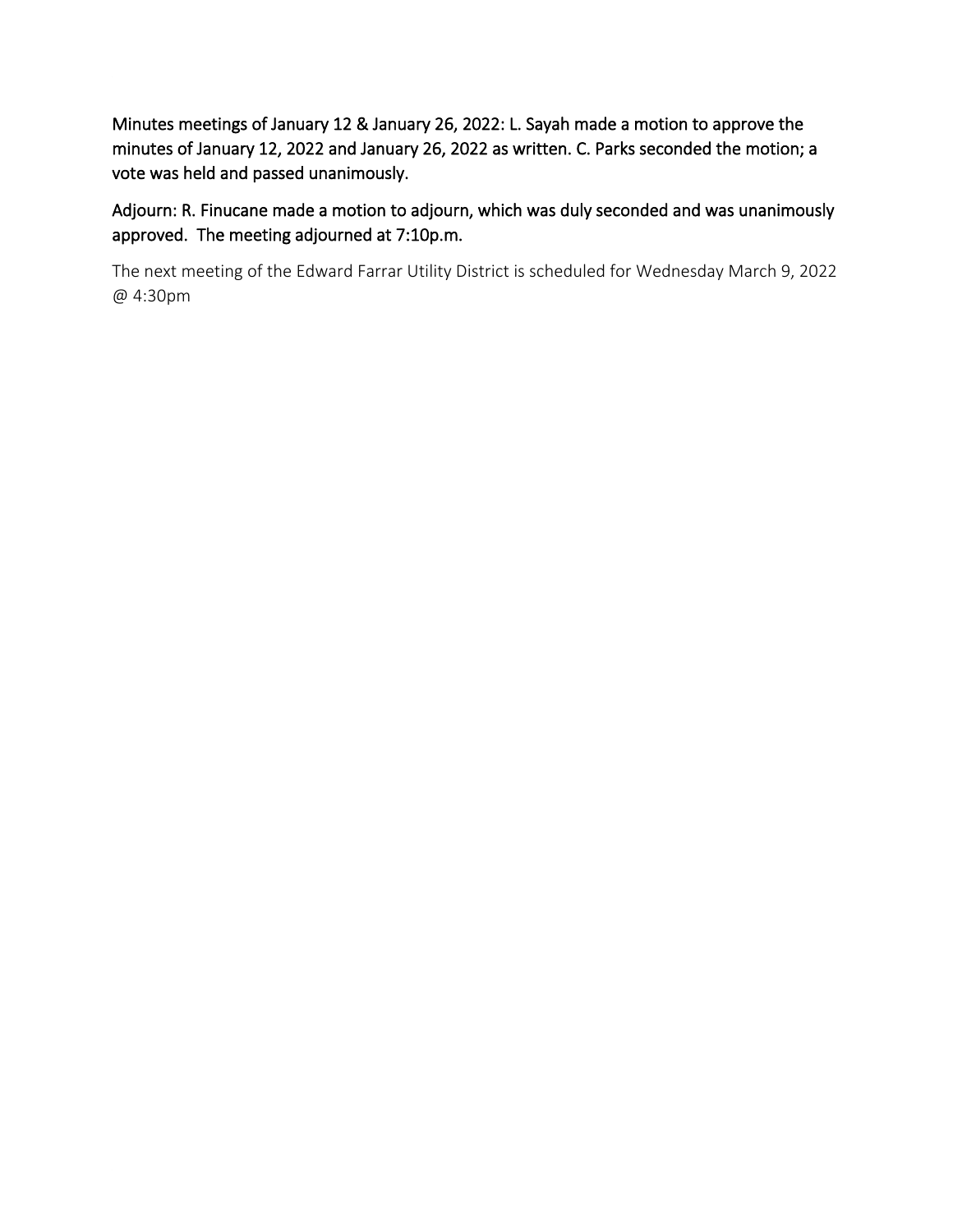Minutes meetings of January 12 & January 26, 2022: L. Sayah made a motion to approve the minutes of January 12, 2022 and January 26, 2022 as written. C. Parks seconded the motion; a vote was held and passed unanimously.

Adjourn: R. Finucane made a motion to adjourn, which was duly seconded and was unanimously approved. The meeting adjourned at 7:10p.m.

The next meeting of the Edward Farrar Utility District is scheduled for Wednesday March 9, 2022 @ 4:30pm